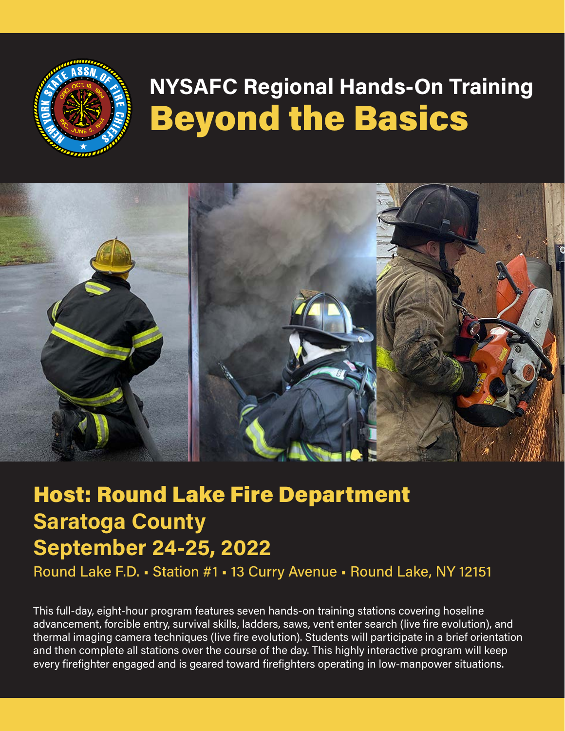# NYSAFC Regional Hands-On Training

# Beyond the Basics

## Host: Round Lake Fire Department

## Saratoga County

## September 24-25, 2022

Round Lake F.D. ▪ Station #1 ▪ 13 Curry Avenue ▪ Round Lake, NY 12151

This full-day, eight-hour program features seven hands-on training stations covering hoseline advancement, forcible entry, survival skills, ladders, saws, vent enter search (live fire evolution), and thermal imaging camera techniques (live fire evolution). Students will participate in a brief orientation and then complete all stations over the course of the day. This highly interactive program will keep every firefighter engaged and is geared toward firefighters operating in low-manpower situations.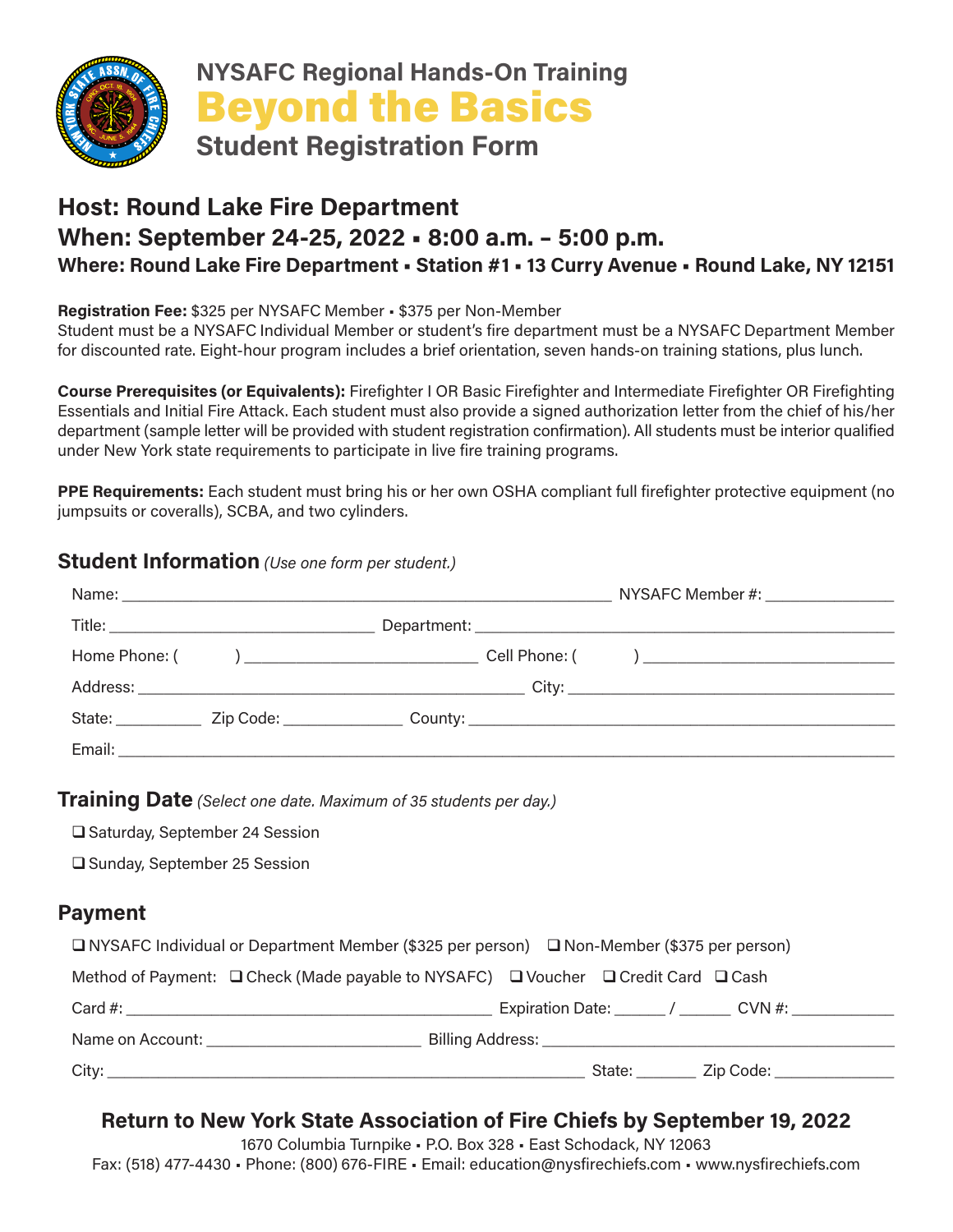NYSAFC Regional Hands-On Training

# Beyond the Basics

## Student Registration Form

## Host: Round Lake Fire Department

## When: September 24-25, 2022 ▪ 8:00 a.m. – 5:00 p.m.

### Where: Round Lake Fire Department ▪ Station #1 ▪ 13 Curry Avenue ▪ Round Lake, NY 12151

**Registration Fee:** $325 per NYSAFC Member ▪ $375 per Non-Member
Student must be a NYSAFC Individual Member or student's fire department must be a NYSAFC Department Member for discounted rate. Eight-hour program includes a brief orientation, seven hands-on training stations, plus lunch.

**Course Prerequisites (or Equivalents):** Firefighter I OR Basic Firefighter and Intermediate Firefighter OR Firefighting Essentials and Initial Fire Attack. Each student must also provide a signed authorization letter from the chief of his/her department (sample letter will be provided with student registration confirmation). All students must be interior qualified under New York state requirements to participate in live fire training programs.

**PPE Requirements:** Each student must bring his or her own OSHA compliant full firefighter protective equipment (no jumpsuits or coveralls), SCBA, and two cylinders.

### Student Information *(Use one form per student.)*

Name: ______________________________ NYSAFC Member #: ______________

Title: ______________________ Department: ______________________________

Home Phone: (     ) ____________________ Cell Phone: (     ) ____________________

Address: ______________________________ City: ______________________________

State: ________ Zip Code: ___________ County: ______________________________

Email: ____________________________________________________________

### Training Date *(Select one date. Maximum of 35 students per day.)*

❑ Saturday, September 24 Session

❑ Sunday, September 25 Session

### Payment

❑ NYSAFC Individual or Department Member ($325 per person) ❑ Non-Member ($375 per person)

Method of Payment: ❑ Check (Made payable to NYSAFC) ❑ Voucher ❑ Credit Card ❑ Cash

Card #: ______________________________ Expiration Date: _____ / _____ CVN #: __________

Name on Account: ____________________ Billing Address: ______________________________

City: ______________________________ State: ______ Zip Code: ___________

**Return to New York State Association of Fire Chiefs by September 19, 2022**

1670 Columbia Turnpike ▪ P.O. Box 328 ▪ East Schodack, NY 12063
Fax: (518) 477-4430 ▪ Phone: (800) 676-FIRE ▪ Email: education@nysfirechiefs.com ▪ www.nysfirechiefs.com